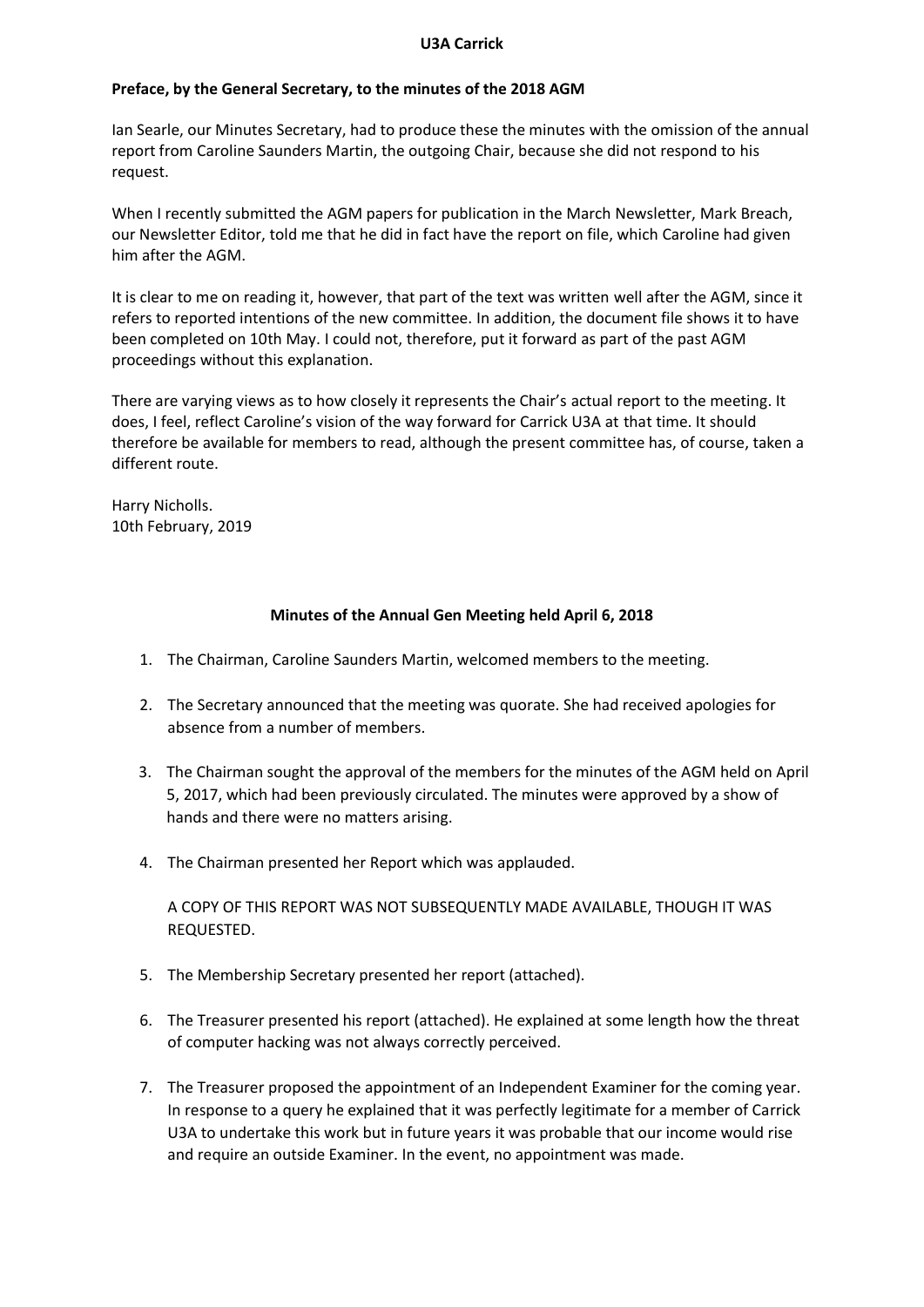# U3A Carrick

**Preface, by the General Secretary, to the minutes of the 2018 AGM**

Ian Searle, our Minutes Secretary, had to produce these the minutes with the omission of the annual report from Caroline Saunders Martin, the outgoing Chair, because she did not respond to his request.

When I recently submitted the AGM papers for publication in the March Newsletter, Mark Breach, our Newsletter Editor, told me that he did in fact have the report on file, which Caroline had given him after the AGM.

It is clear to me on reading it, however, that part of the text was written well after the AGM, since it refers to reported intentions of the new committee. In addition, the document file shows it to have been completed on 10th May. I could not, therefore, put it forward as part of the past AGM proceedings without this explanation.

There are varying views as to how closely it represents the Chair's actual report to the meeting. It does, I feel, reflect Caroline's vision of the way forward for Carrick U3A at that time. It should therefore be available for members to read, although the present committee has, of course, taken a different route.

Harry Nicholls.
10th February, 2019

## Minutes of the Annual Gen Meeting held April 6, 2018

1. The Chairman, Caroline Saunders Martin, welcomed members to the meeting.

2. The Secretary announced that the meeting was quorate. She had received apologies for absence from a number of members.

3. The Chairman sought the approval of the members for the minutes of the AGM held on April 5, 2017, which had been previously circulated. The minutes were approved by a show of hands and there were no matters arising.

4. The Chairman presented her Report which was applauded.

   A COPY OF THIS REPORT WAS NOT SUBSEQUENTLY MADE AVAILABLE, THOUGH IT WAS REQUESTED.

5. The Membership Secretary presented her report (attached).

6. The Treasurer presented his report (attached). He explained at some length how the threat of computer hacking was not always correctly perceived.

7. The Treasurer proposed the appointment of an Independent Examiner for the coming year. In response to a query he explained that it was perfectly legitimate for a member of Carrick U3A to undertake this work but in future years it was probable that our income would rise and require an outside Examiner. In the event, no appointment was made.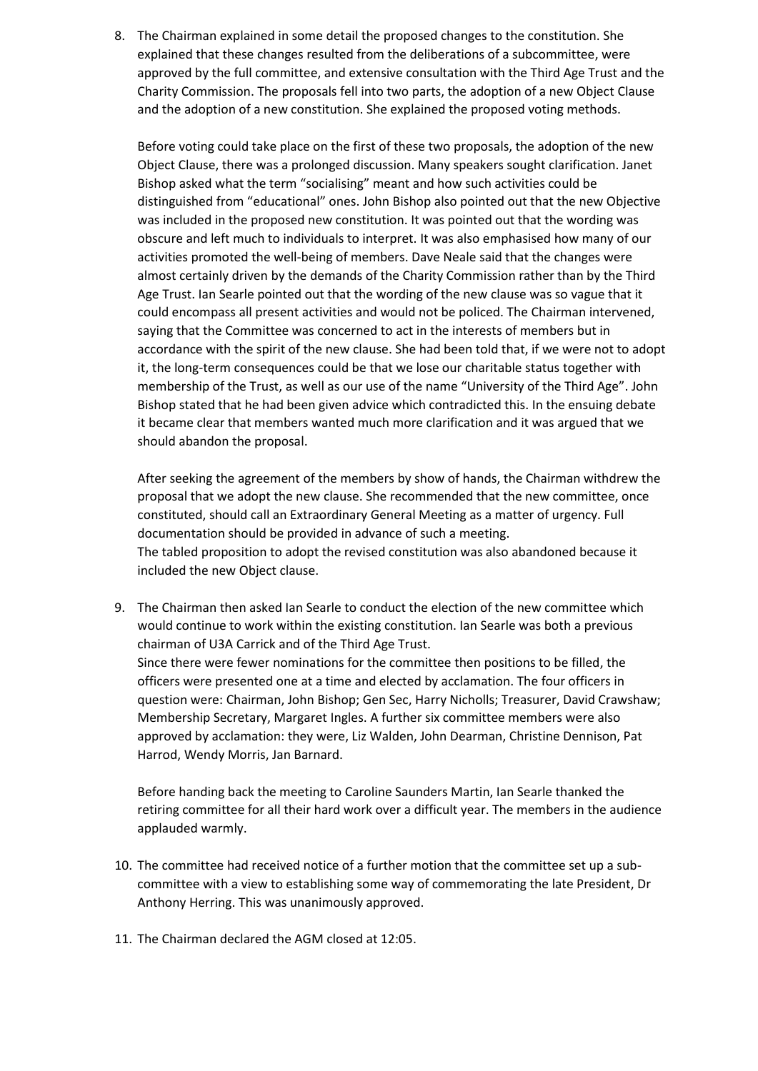8. The Chairman explained in some detail the proposed changes to the constitution. She explained that these changes resulted from the deliberations of a subcommittee, were approved by the full committee, and extensive consultation with the Third Age Trust and the Charity Commission. The proposals fell into two parts, the adoption of a new Object Clause and the adoption of a new constitution. She explained the proposed voting methods.

   Before voting could take place on the first of these two proposals, the adoption of the new Object Clause, there was a prolonged discussion. Many speakers sought clarification. Janet Bishop asked what the term "socialising" meant and how such activities could be distinguished from "educational" ones. John Bishop also pointed out that the new Objective was included in the proposed new constitution. It was pointed out that the wording was obscure and left much to individuals to interpret. It was also emphasised how many of our activities promoted the well-being of members. Dave Neale said that the changes were almost certainly driven by the demands of the Charity Commission rather than by the Third Age Trust. Ian Searle pointed out that the wording of the new clause was so vague that it could encompass all present activities and would not be policed. The Chairman intervened, saying that the Committee was concerned to act in the interests of members but in accordance with the spirit of the new clause. She had been told that, if we were not to adopt it, the long-term consequences could be that we lose our charitable status together with membership of the Trust, as well as our use of the name "University of the Third Age". John Bishop stated that he had been given advice which contradicted this. In the ensuing debate it became clear that members wanted much more clarification and it was argued that we should abandon the proposal.

   After seeking the agreement of the members by show of hands, the Chairman withdrew the proposal that we adopt the new clause. She recommended that the new committee, once constituted, should call an Extraordinary General Meeting as a matter of urgency. Full documentation should be provided in advance of such a meeting.
   The tabled proposition to adopt the revised constitution was also abandoned because it included the new Object clause.

9. The Chairman then asked Ian Searle to conduct the election of the new committee which would continue to work within the existing constitution. Ian Searle was both a previous chairman of U3A Carrick and of the Third Age Trust.
   Since there were fewer nominations for the committee then positions to be filled, the officers were presented one at a time and elected by acclamation. The four officers in question were: Chairman, John Bishop; Gen Sec, Harry Nicholls; Treasurer, David Crawshaw; Membership Secretary, Margaret Ingles. A further six committee members were also approved by acclamation: they were, Liz Walden, John Dearman, Christine Dennison, Pat Harrod, Wendy Morris, Jan Barnard.

   Before handing back the meeting to Caroline Saunders Martin, Ian Searle thanked the retiring committee for all their hard work over a difficult year. The members in the audience applauded warmly.

10. The committee had received notice of a further motion that the committee set up a sub-committee with a view to establishing some way of commemorating the late President, Dr Anthony Herring. This was unanimously approved.

11. The Chairman declared the AGM closed at 12:05.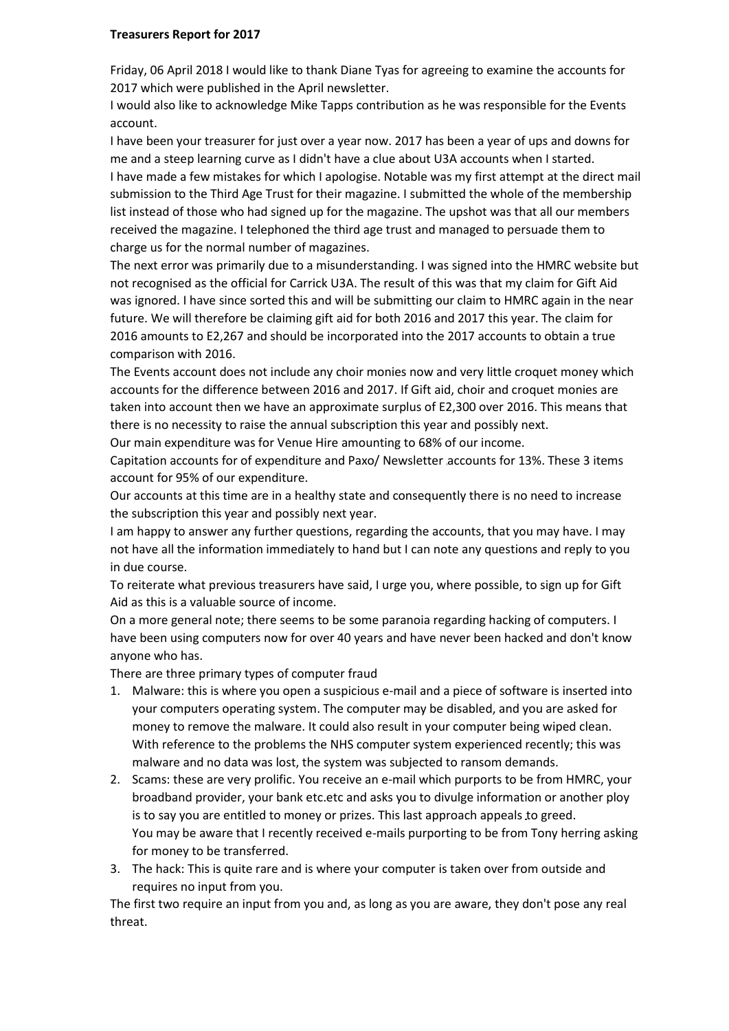**Treasurers Report for 2017**

Friday, 06 April 2018 I would like to thank Diane Tyas for agreeing to examine the accounts for 2017 which were published in the April newsletter.

I would also like to acknowledge Mike Tapps contribution as he was responsible for the Events account.

I have been your treasurer for just over a year now. 2017 has been a year of ups and downs for me and a steep learning curve as I didn't have a clue about U3A accounts when I started.

I have made a few mistakes for which I apologise. Notable was my first attempt at the direct mail submission to the Third Age Trust for their magazine. I submitted the whole of the membership list instead of those who had signed up for the magazine. The upshot was that all our members received the magazine. I telephoned the third age trust and managed to persuade them to charge us for the normal number of magazines.

The next error was primarily due to a misunderstanding. I was signed into the HMRC website but not recognised as the official for Carrick U3A. The result of this was that my claim for Gift Aid was ignored. I have since sorted this and will be submitting our claim to HMRC again in the near future. We will therefore be claiming gift aid for both 2016 and 2017 this year. The claim for 2016 amounts to E2,267 and should be incorporated into the 2017 accounts to obtain a true comparison with 2016.

The Events account does not include any choir monies now and very little croquet money which accounts for the difference between 2016 and 2017. If Gift aid, choir and croquet monies are taken into account then we have an approximate surplus of E2,300 over 2016. This means that there is no necessity to raise the annual subscription this year and possibly next.

Our main expenditure was for Venue Hire amounting to 68% of our income.

Capitation accounts for of expenditure and Paxo/ Newsletter accounts for 13%. These 3 items account for 95% of our expenditure.

Our accounts at this time are in a healthy state and consequently there is no need to increase the subscription this year and possibly next year.

I am happy to answer any further questions, regarding the accounts, that you may have. I may not have all the information immediately to hand but I can note any questions and reply to you in due course.

To reiterate what previous treasurers have said, I urge you, where possible, to sign up for Gift Aid as this is a valuable source of income.

On a more general note; there seems to be some paranoia regarding hacking of computers. I have been using computers now for over 40 years and have never been hacked and don't know anyone who has.

There are three primary types of computer fraud

1. Malware: this is where you open a suspicious e-mail and a piece of software is inserted into your computers operating system. The computer may be disabled, and you are asked for money to remove the malware. It could also result in your computer being wiped clean. With reference to the problems the NHS computer system experienced recently; this was malware and no data was lost, the system was subjected to ransom demands.
2. Scams: these are very prolific. You receive an e-mail which purports to be from HMRC, your broadband provider, your bank etc.etc and asks you to divulge information or another ploy is to say you are entitled to money or prizes. This last approach appeals to greed. You may be aware that I recently received e-mails purporting to be from Tony herring asking for money to be transferred.
3. The hack: This is quite rare and is where your computer is taken over from outside and requires no input from you.

The first two require an input from you and, as long as you are aware, they don't pose any real threat.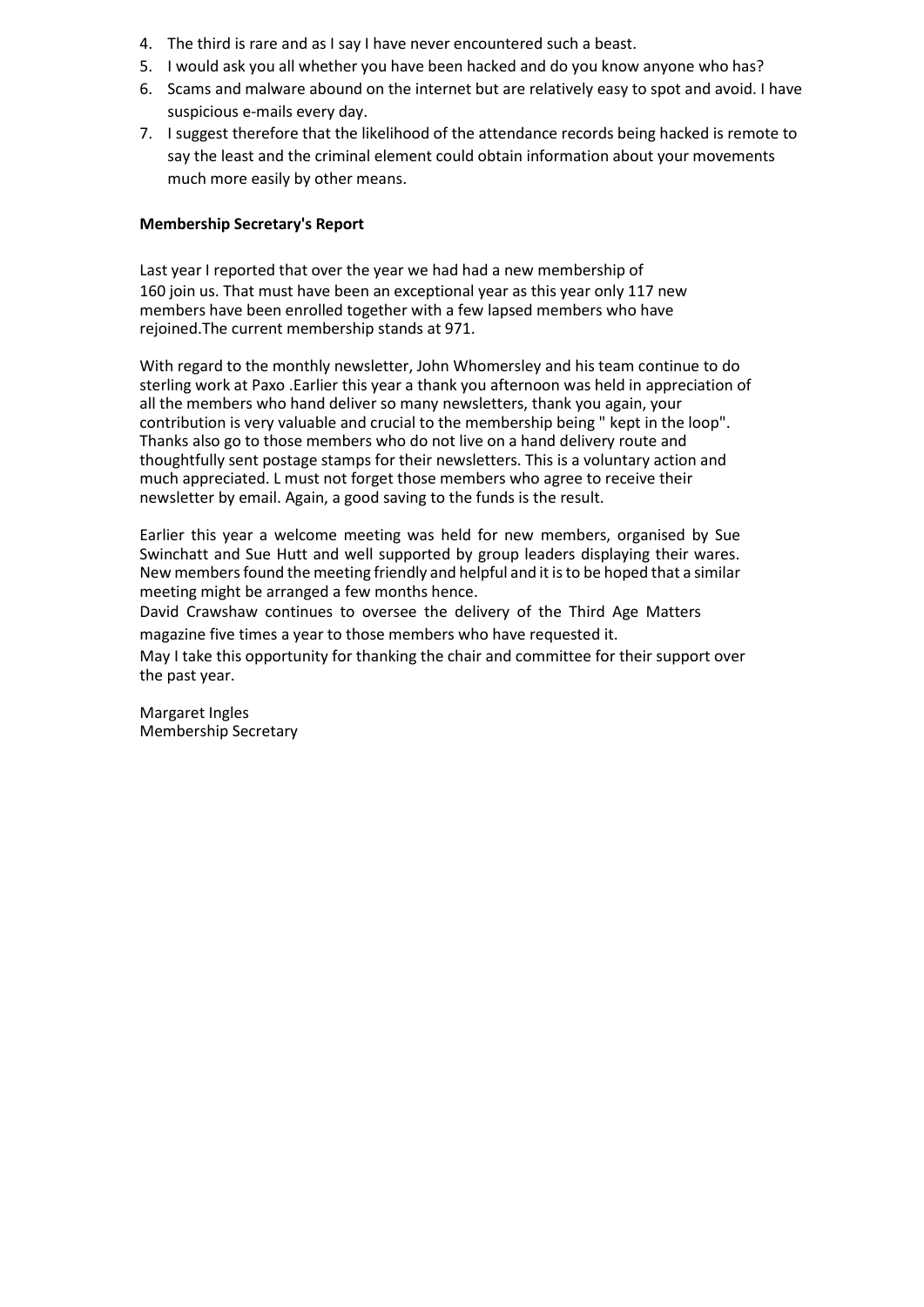4. The third is rare and as I say I have never encountered such a beast.
5. I would ask you all whether you have been hacked and do you know anyone who has?
6. Scams and malware abound on the internet but are relatively easy to spot and avoid. I have suspicious e-mails every day.
7. I suggest therefore that the likelihood of the attendance records being hacked is remote to say the least and the criminal element could obtain information about your movements much more easily by other means.

**Membership Secretary's Report**

Last year I reported that over the year we had had a new membership of 160 join us. That must have been an exceptional year as this year only 117 new members have been enrolled together with a few lapsed members who have rejoined.The current membership stands at 971.

With regard to the monthly newsletter, John Whomersley and his team continue to do sterling work at Paxo .Earlier this year a thank you afternoon was held in appreciation of all the members who hand deliver so many newsletters, thank you again, your contribution is very valuable and crucial to the membership being " kept in the loop". Thanks also go to those members who do not live on a hand delivery route and thoughtfully sent postage stamps for their newsletters. This is a voluntary action and much appreciated. L must not forget those members who agree to receive their newsletter by email. Again, a good saving to the funds is the result.

Earlier this year a welcome meeting was held for new members, organised by Sue Swinchatt and Sue Hutt and well supported by group leaders displaying their wares. New members found the meeting friendly and helpful and it is to be hoped that a similar meeting might be arranged a few months hence.

David Crawshaw continues to oversee the delivery of the Third Age Matters magazine five times a year to those members who have requested it.

May I take this opportunity for thanking the chair and committee for their support over the past year.

Margaret Ingles
Membership Secretary